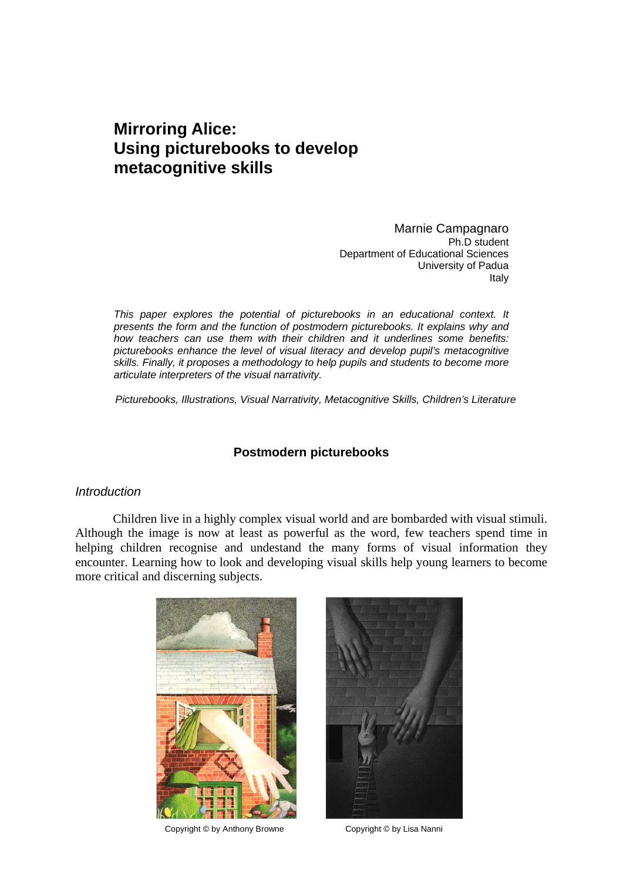# Mirroring Alice: Using picturebooks to develop metacognitive skills

Marnie Campagnaro
Ph.D student
Department of Educational Sciences
University of Padua
Italy

*This paper explores the potential of picturebooks in an educational context. It presents the form and the function of postmodern picturebooks. It explains why and how teachers can use them with their children and it underlines some benefits: picturebooks enhance the level of visual literacy and develop pupil's metacognitive skills. Finally, it proposes a methodology to help pupils and students to become more articulate interpreters of the visual narrativity.*

*Picturebooks, Illustrations, Visual Narrativity, Metacognitive Skills, Children's Literature*

## Postmodern picturebooks

### *Introduction*

Children live in a highly complex visual world and are bombarded with visual stimuli. Although the image is now at least as powerful as the word, few teachers spend time in helping children recognise and undestand the many forms of visual information they encounter. Learning how to look and developing visual skills help young learners to become more critical and discerning subjects.

Copyright © by Anthony Browne

Copyright © by Lisa Nanni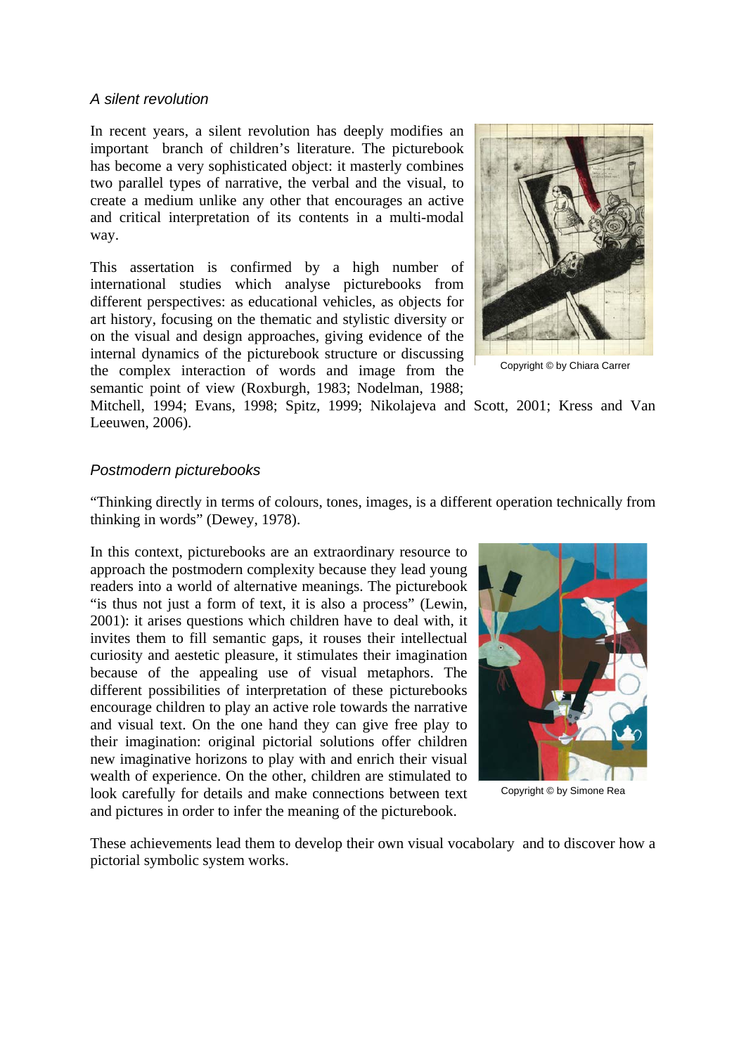*A silent revolution*

In recent years, a silent revolution has deeply modifies an important branch of children's literature. The picturebook has become a very sophisticated object: it masterly combines two parallel types of narrative, the verbal and the visual, to create a medium unlike any other that encourages an active and critical interpretation of its contents in a multi-modal way.

This assertion is confirmed by a high number of international studies which analyse picturebooks from different perspectives: as educational vehicles, as objects for art history, focusing on the thematic and stylistic diversity or on the visual and design approaches, giving evidence of the internal dynamics of the picturebook structure or discussing the complex interaction of words and image from the semantic point of view (Roxburgh, 1983; Nodelman, 1988; Mitchell, 1994; Evans, 1998; Spitz, 1999; Nikolajeva and Scott, 2001; Kress and Van Leeuwen, 2006).

Copyright © by Chiara Carrer

*Postmodern picturebooks*

"Thinking directly in terms of colours, tones, images, is a different operation technically from thinking in words" (Dewey, 1978).

In this context, picturebooks are an extraordinary resource to approach the postmodern complexity because they lead young readers into a world of alternative meanings. The picturebook "is thus not just a form of text, it is also a process" (Lewin, 2001): it arises questions which children have to deal with, it invites them to fill semantic gaps, it rouses their intellectual curiosity and aestetic pleasure, it stimulates their imagination because of the appealing use of visual metaphors. The different possibilities of interpretation of these picturebooks encourage children to play an active role towards the narrative and visual text. On the one hand they can give free play to their imagination: original pictorial solutions offer children new imaginative horizons to play with and enrich their visual wealth of experience. On the other, children are stimulated to look carefully for details and make connections between text and pictures in order to infer the meaning of the picturebook.

Copyright © by Simone Rea

These achievements lead them to develop their own visual vocabolary and to discover how a pictorial symbolic system works.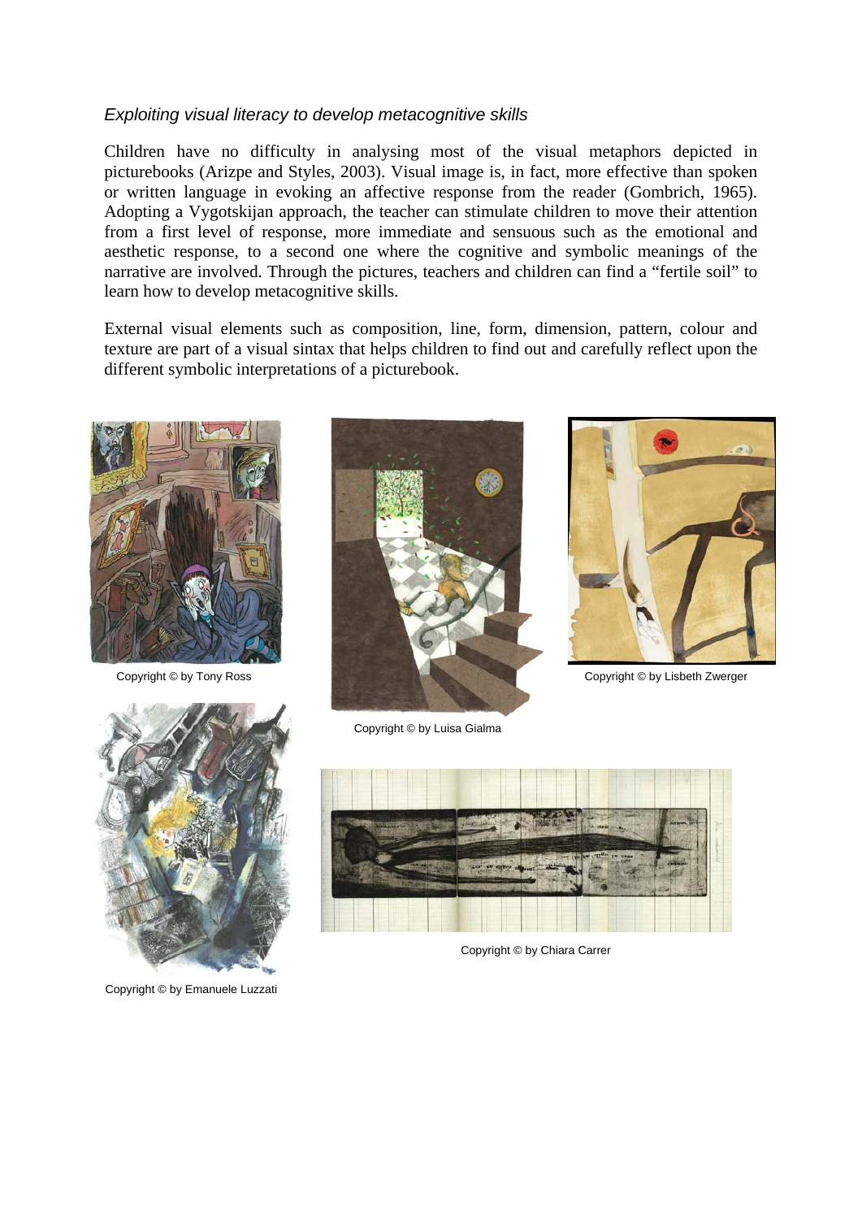*Exploiting visual literacy to develop metacognitive skills*

Children have no difficulty in analysing most of the visual metaphors depicted in picturebooks (Arizpe and Styles, 2003). Visual image is, in fact, more effective than spoken or written language in evoking an affective response from the reader (Gombrich, 1965). Adopting a Vygotskijan approach, the teacher can stimulate children to move their attention from a first level of response, more immediate and sensuous such as the emotional and aesthetic response, to a second one where the cognitive and symbolic meanings of the narrative are involved. Through the pictures, teachers and children can find a "fertile soil" to learn how to develop metacognitive skills.

External visual elements such as composition, line, form, dimension, pattern, colour and texture are part of a visual sintax that helps children to find out and carefully reflect upon the different symbolic interpretations of a picturebook.

Copyright © by Tony Ross

Copyright © by Luisa Gialma

Copyright © by Lisbeth Zwerger

Copyright © by Emanuele Luzzati

Copyright © by Chiara Carrer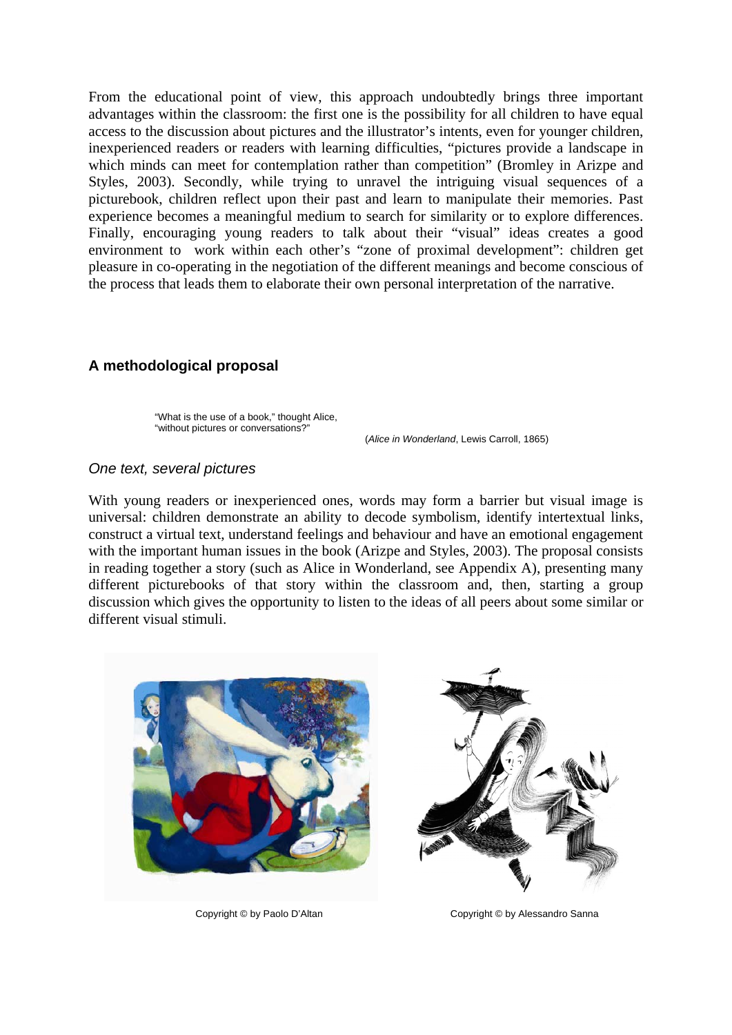From the educational point of view, this approach undoubtedly brings three important advantages within the classroom: the first one is the possibility for all children to have equal access to the discussion about pictures and the illustrator's intents, even for younger children, inexperienced readers or readers with learning difficulties, "pictures provide a landscape in which minds can meet for contemplation rather than competition" (Bromley in Arizpe and Styles, 2003). Secondly, while trying to unravel the intriguing visual sequences of a picturebook, children reflect upon their past and learn to manipulate their memories. Past experience becomes a meaningful medium to search for similarity or to explore differences. Finally, encouraging young readers to talk about their "visual" ideas creates a good environment to work within each other's "zone of proximal development": children get pleasure in co-operating in the negotiation of the different meanings and become conscious of the process that leads them to elaborate their own personal interpretation of the narrative.

## A methodological proposal

> "What is the use of a book," thought Alice,
> "without pictures or conversations?"
>
> (*Alice in Wonderland*, Lewis Carroll, 1865)

### *One text, several pictures*

With young readers or inexperienced ones, words may form a barrier but visual image is universal: children demonstrate an ability to decode symbolism, identify intertextual links, construct a virtual text, understand feelings and behaviour and have an emotional engagement with the important human issues in the book (Arizpe and Styles, 2003). The proposal consists in reading together a story (such as Alice in Wonderland, see Appendix A), presenting many different picturebooks of that story within the classroom and, then, starting a group discussion which gives the opportunity to listen to the ideas of all peers about some similar or different visual stimuli.

Copyright © by Paolo D'Altan

Copyright © by Alessandro Sanna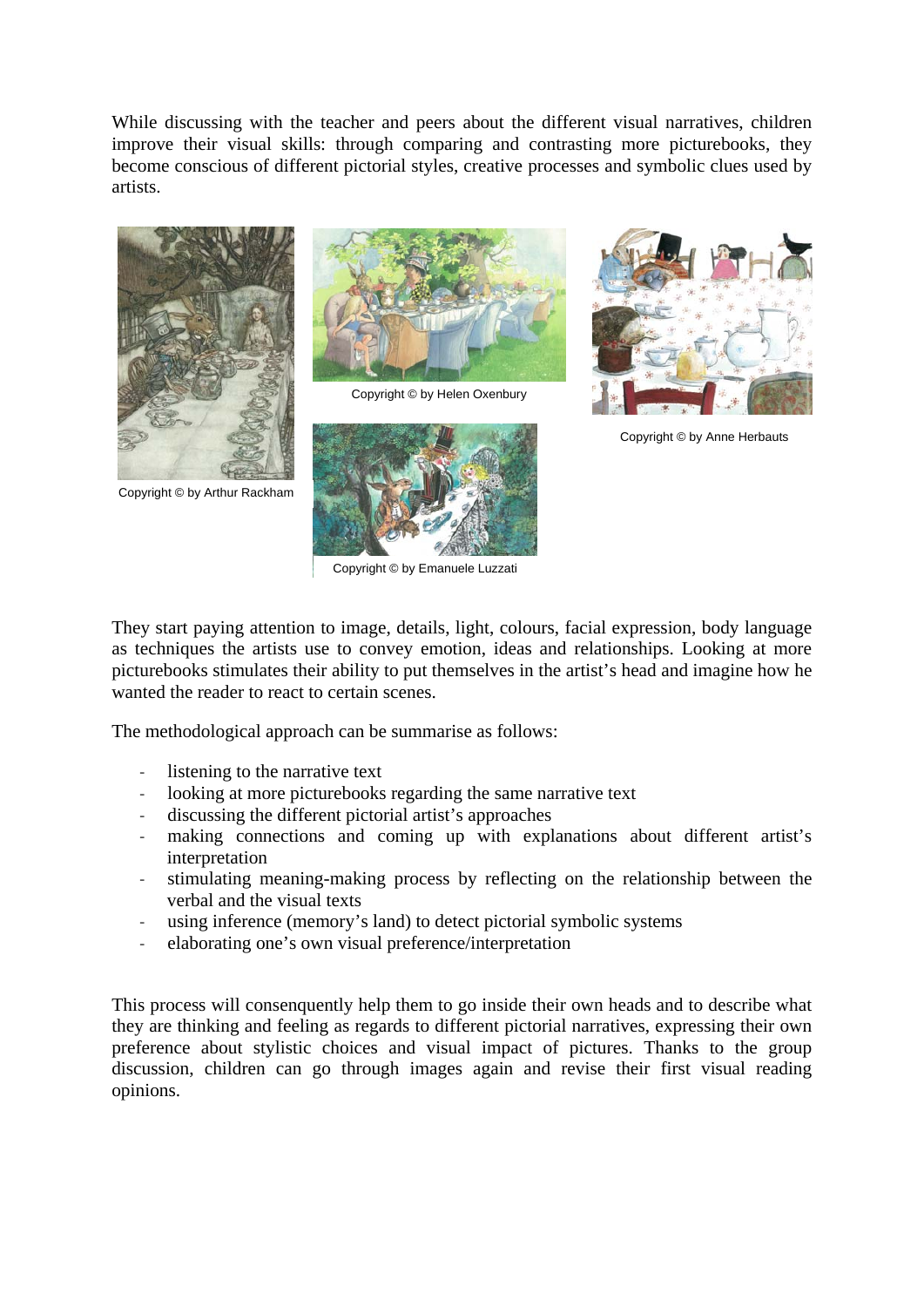While discussing with the teacher and peers about the different visual narratives, children improve their visual skills: through comparing and contrasting more picturebooks, they become conscious of different pictorial styles, creative processes and symbolic clues used by artists.

Copyright © by Arthur Rackham

Copyright © by Helen Oxenbury

Copyright © by Anne Herbauts

Copyright © by Emanuele Luzzati

They start paying attention to image, details, light, colours, facial expression, body language as techniques the artists use to convey emotion, ideas and relationships. Looking at more picturebooks stimulates their ability to put themselves in the artist's head and imagine how he wanted the reader to react to certain scenes.

The methodological approach can be summarise as follows:

- listening to the narrative text
- looking at more picturebooks regarding the same narrative text
- discussing the different pictorial artist's approaches
- making connections and coming up with explanations about different artist's interpretation
- stimulating meaning-making process by reflecting on the relationship between the verbal and the visual texts
- using inference (memory's land) to detect pictorial symbolic systems
- elaborating one's own visual preference/interpretation

This process will consenquently help them to go inside their own heads and to describe what they are thinking and feeling as regards to different pictorial narratives, expressing their own preference about stylistic choices and visual impact of pictures. Thanks to the group discussion, children can go through images again and revise their first visual reading opinions.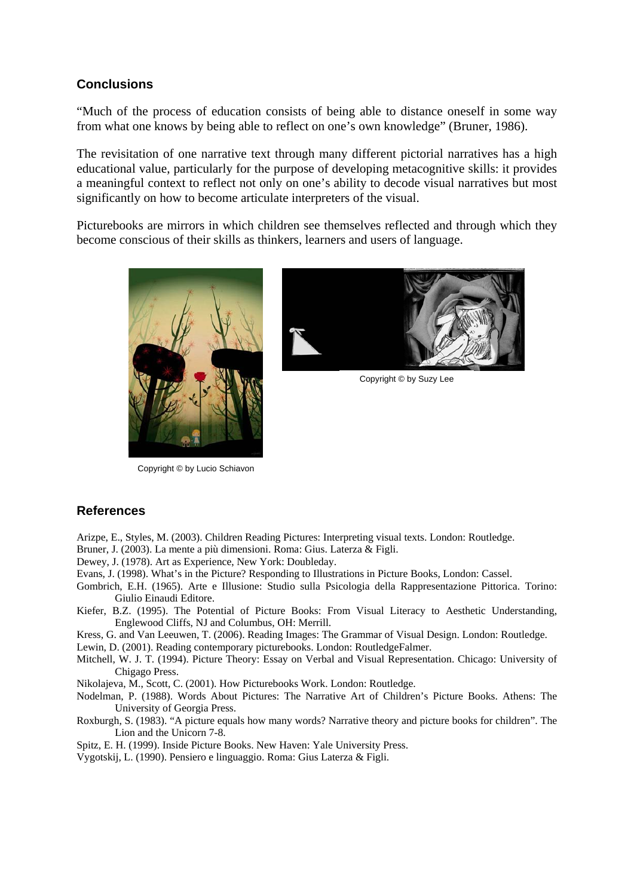## Conclusions

"Much of the process of education consists of being able to distance oneself in some way from what one knows by being able to reflect on one's own knowledge" (Bruner, 1986).

The revisitation of one narrative text through many different pictorial narratives has a high educational value, particularly for the purpose of developing metacognitive skills: it provides a meaningful context to reflect not only on one's ability to decode visual narratives but most significantly on how to become articulate interpreters of the visual.

Picturebooks are mirrors in which children see themselves reflected and through which they become conscious of their skills as thinkers, learners and users of language.

Copyright © by Suzy Lee

Copyright © by Lucio Schiavon

## References

Arizpe, E., Styles, M. (2003). Children Reading Pictures: Interpreting visual texts. London: Routledge.

Bruner, J. (2003). La mente a più dimensioni. Roma: Gius. Laterza & Figli.

Dewey, J. (1978). Art as Experience, New York: Doubleday.

Evans, J. (1998). What's in the Picture? Responding to Illustrations in Picture Books, London: Cassel.

Gombrich, E.H. (1965). Arte e Illusione: Studio sulla Psicologia della Rappresentazione Pittorica. Torino: Giulio Einaudi Editore.

Kiefer, B.Z. (1995). The Potential of Picture Books: From Visual Literacy to Aesthetic Understanding, Englewood Cliffs, NJ and Columbus, OH: Merrill.

Kress, G. and Van Leeuwen, T. (2006). Reading Images: The Grammar of Visual Design. London: Routledge.

Lewin, D. (2001). Reading contemporary picturebooks. London: RoutledgeFalmer.

Mitchell, W. J. T. (1994). Picture Theory: Essay on Verbal and Visual Representation. Chicago: University of Chigago Press.

Nikolajeva, M., Scott, C. (2001). How Picturebooks Work. London: Routledge.

Nodelman, P. (1988). Words About Pictures: The Narrative Art of Children's Picture Books. Athens: The University of Georgia Press.

Roxburgh, S. (1983). "A picture equals how many words? Narrative theory and picture books for children". The Lion and the Unicorn 7-8.

Spitz, E. H. (1999). Inside Picture Books. New Haven: Yale University Press.

Vygotskij, L. (1990). Pensiero e linguaggio. Roma: Gius Laterza & Figli.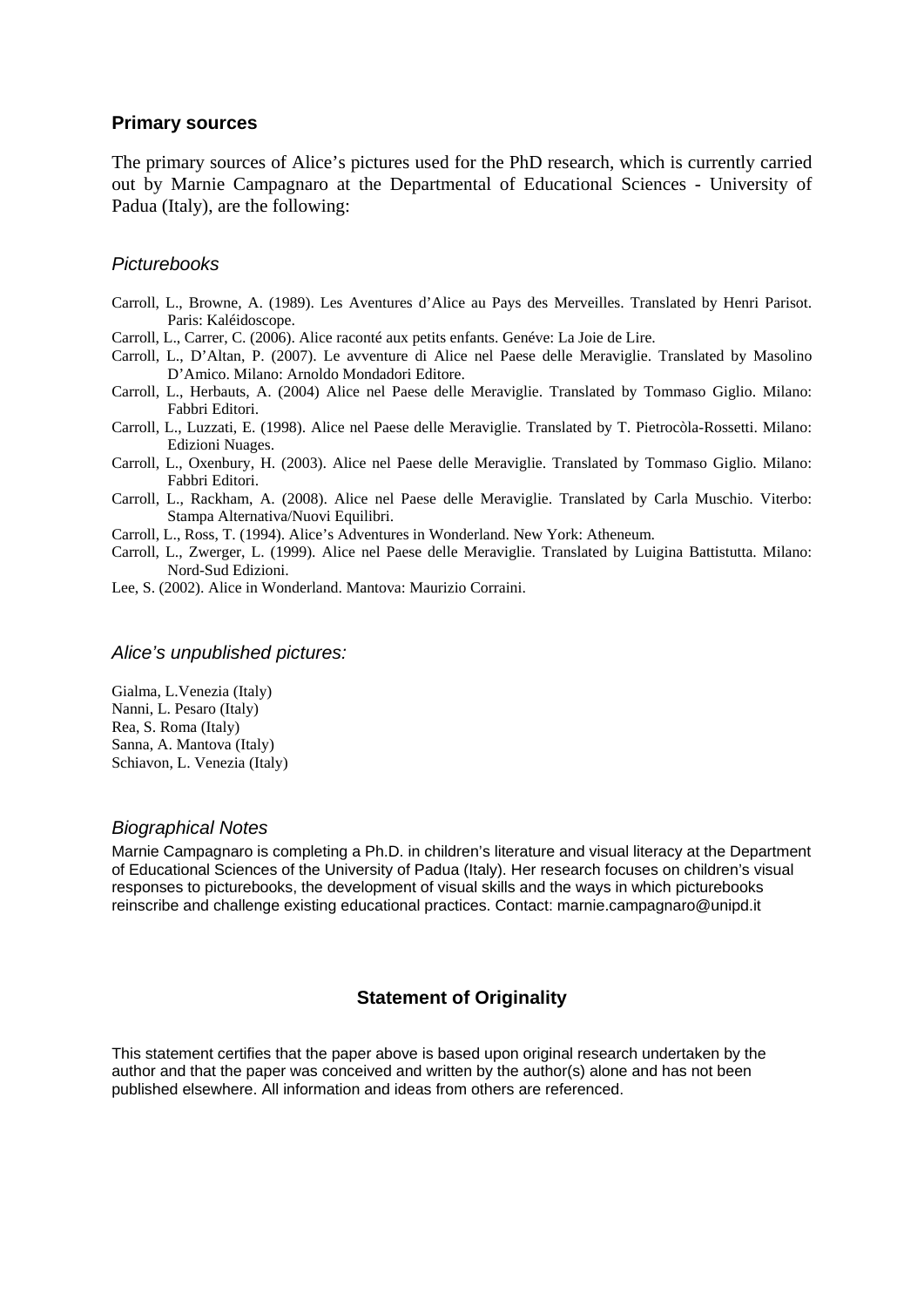### Primary sources

The primary sources of Alice's pictures used for the PhD research, which is currently carried out by Marnie Campagnaro at the Departmental of Educational Sciences - University of Padua (Italy), are the following:

#### *Picturebooks*

Carroll, L., Browne, A. (1989). Les Aventures d'Alice au Pays des Merveilles. Translated by Henri Parisot. Paris: Kaléidoscope.

Carroll, L., Carrer, C. (2006). Alice raconté aux petits enfants. Genéve: La Joie de Lire.

Carroll, L., D'Altan, P. (2007). Le avventure di Alice nel Paese delle Meraviglie. Translated by Masolino D'Amico. Milano: Arnoldo Mondadori Editore.

Carroll, L., Herbauts, A. (2004) Alice nel Paese delle Meraviglie. Translated by Tommaso Giglio. Milano: Fabbri Editori.

Carroll, L., Luzzati, E. (1998). Alice nel Paese delle Meraviglie. Translated by T. Pietrocòla-Rossetti. Milano: Edizioni Nuages.

Carroll, L., Oxenbury, H. (2003). Alice nel Paese delle Meraviglie. Translated by Tommaso Giglio. Milano: Fabbri Editori.

Carroll, L., Rackham, A. (2008). Alice nel Paese delle Meraviglie. Translated by Carla Muschio. Viterbo: Stampa Alternativa/Nuovi Equilibri.

Carroll, L., Ross, T. (1994). Alice's Adventures in Wonderland. New York: Atheneum.

Carroll, L., Zwerger, L. (1999). Alice nel Paese delle Meraviglie. Translated by Luigina Battistutta. Milano: Nord-Sud Edizioni.

Lee, S. (2002). Alice in Wonderland. Mantova: Maurizio Corraini.

#### *Alice's unpublished pictures:*

Gialma, L.Venezia (Italy)  
Nanni, L. Pesaro (Italy)  
Rea, S. Roma (Italy)  
Sanna, A. Mantova (Italy)  
Schiavon, L. Venezia (Italy)

#### *Biographical Notes*

Marnie Campagnaro is completing a Ph.D. in children's literature and visual literacy at the Department of Educational Sciences of the University of Padua (Italy). Her research focuses on children's visual responses to picturebooks, the development of visual skills and the ways in which picturebooks reinscribe and challenge existing educational practices. Contact: marnie.campagnaro@unipd.it

### Statement of Originality

This statement certifies that the paper above is based upon original research undertaken by the author and that the paper was conceived and written by the author(s) alone and has not been published elsewhere. All information and ideas from others are referenced.